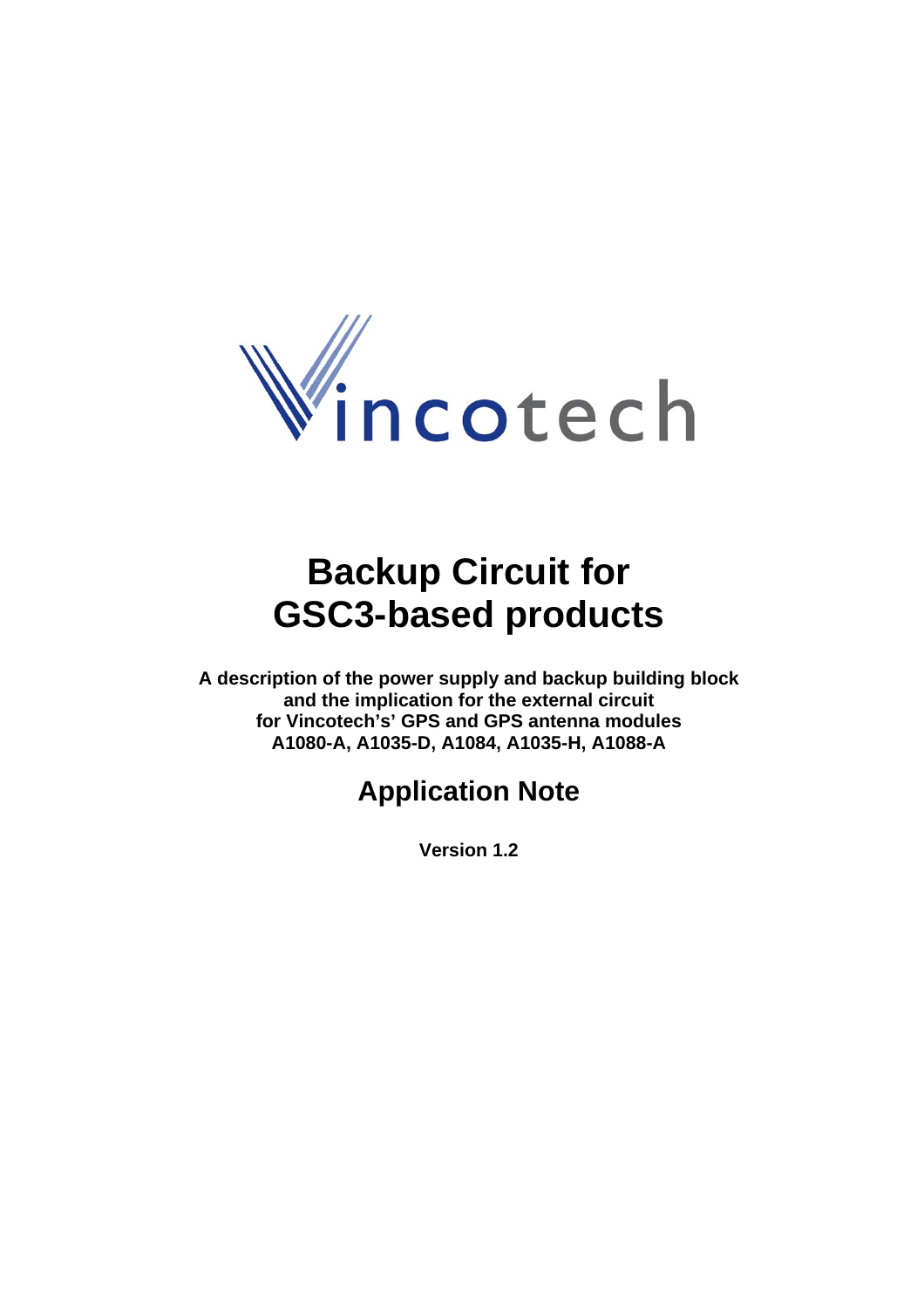Vincotech

# Backup Circuit for GSC3-based products

**A description of the power supply and backup building block and the implication for the external circuit for Vincotech's' GPS and GPS antenna modules A1080-A, A1035-D, A1084, A1035-H, A1088-A**

## Application Note

**Version 1.2**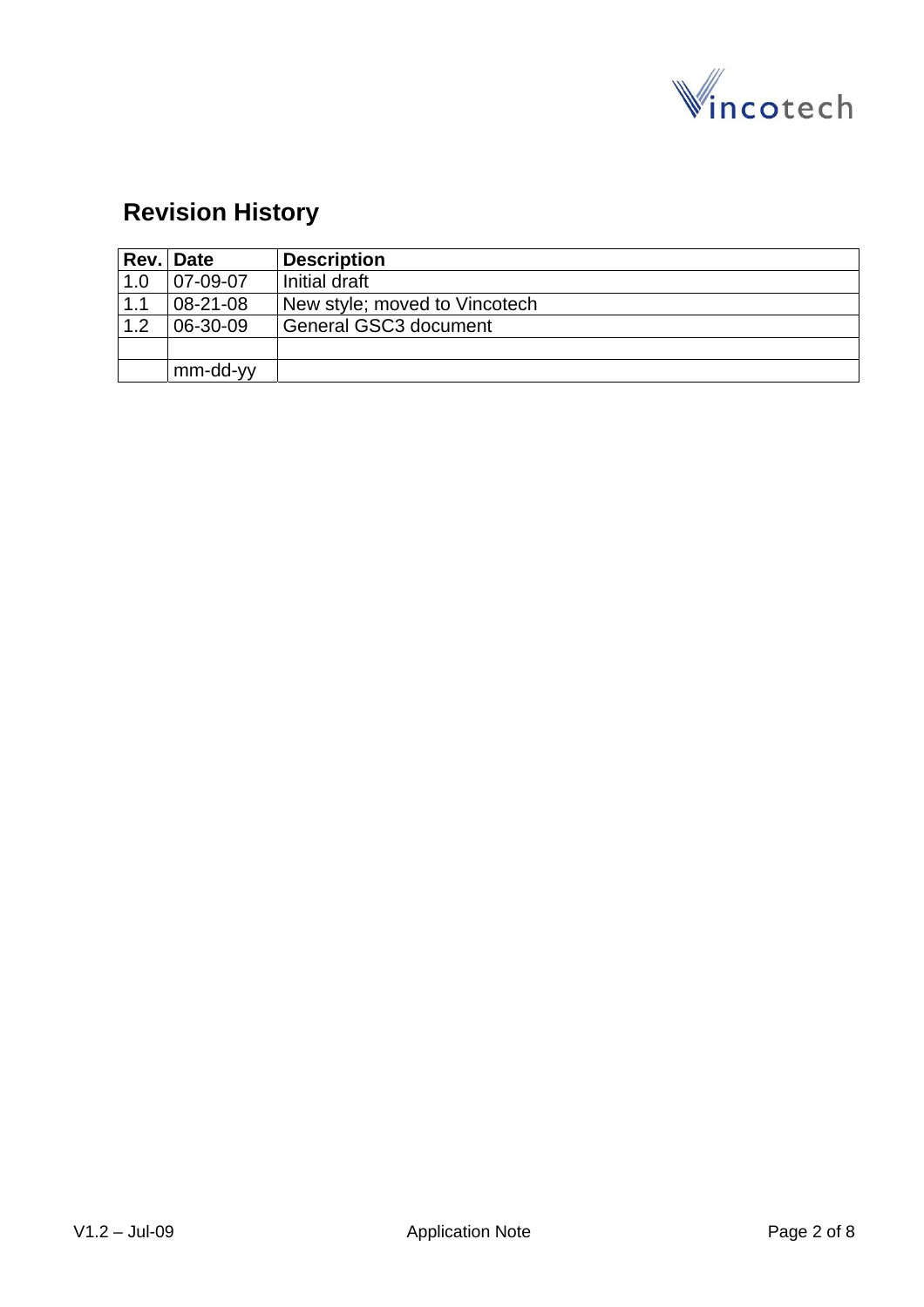## Revision History

| Rev. | Date | Description |
|---|---|---|
| 1.0 | 07-09-07 | Initial draft |
| 1.1 | 08-21-08 | New style; moved to Vincotech |
| 1.2 | 06-30-09 | General GSC3 document |
| | | |
| | mm-dd-yy | |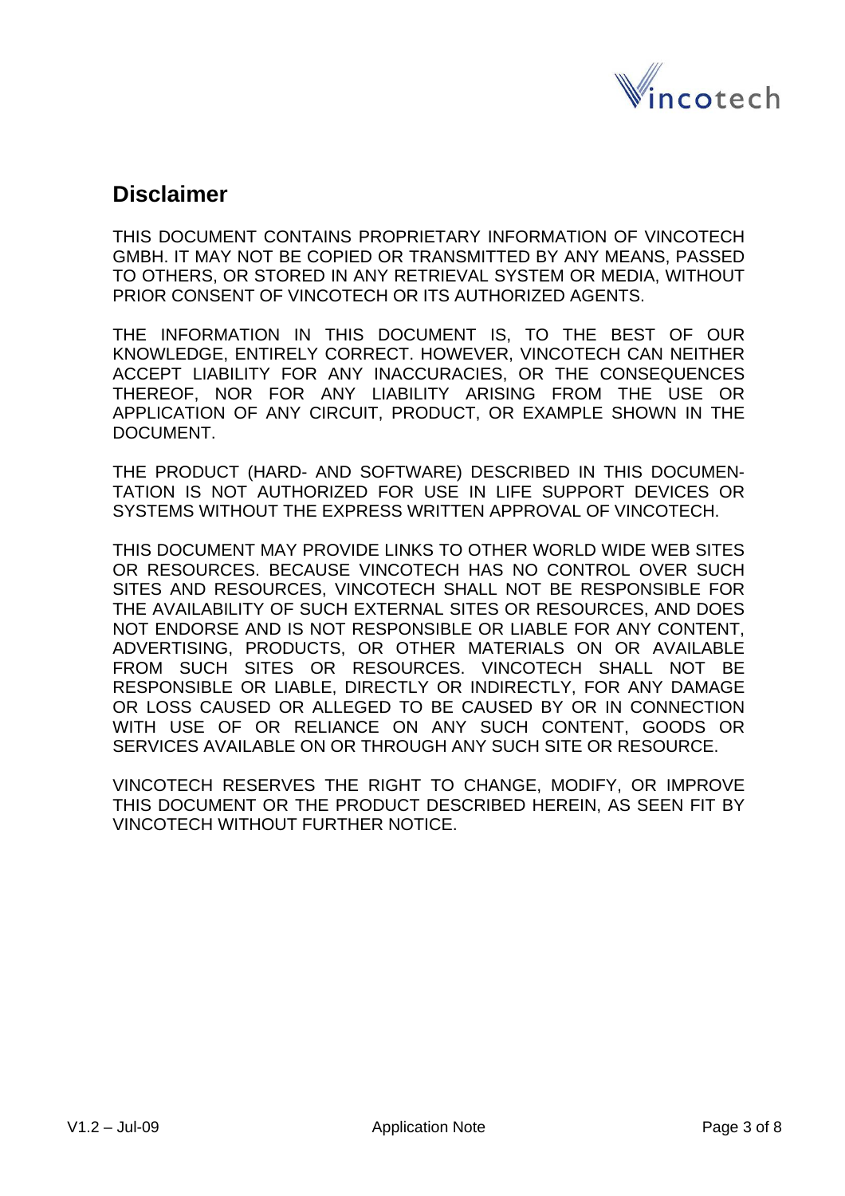## Disclaimer

THIS DOCUMENT CONTAINS PROPRIETARY INFORMATION OF VINCOTECH GMBH. IT MAY NOT BE COPIED OR TRANSMITTED BY ANY MEANS, PASSED TO OTHERS, OR STORED IN ANY RETRIEVAL SYSTEM OR MEDIA, WITHOUT PRIOR CONSENT OF VINCOTECH OR ITS AUTHORIZED AGENTS.

THE INFORMATION IN THIS DOCUMENT IS, TO THE BEST OF OUR KNOWLEDGE, ENTIRELY CORRECT. HOWEVER, VINCOTECH CAN NEITHER ACCEPT LIABILITY FOR ANY INACCURACIES, OR THE CONSEQUENCES THEREOF, NOR FOR ANY LIABILITY ARISING FROM THE USE OR APPLICATION OF ANY CIRCUIT, PRODUCT, OR EXAMPLE SHOWN IN THE DOCUMENT.

THE PRODUCT (HARD- AND SOFTWARE) DESCRIBED IN THIS DOCUMENTATION IS NOT AUTHORIZED FOR USE IN LIFE SUPPORT DEVICES OR SYSTEMS WITHOUT THE EXPRESS WRITTEN APPROVAL OF VINCOTECH.

THIS DOCUMENT MAY PROVIDE LINKS TO OTHER WORLD WIDE WEB SITES OR RESOURCES. BECAUSE VINCOTECH HAS NO CONTROL OVER SUCH SITES AND RESOURCES, VINCOTECH SHALL NOT BE RESPONSIBLE FOR THE AVAILABILITY OF SUCH EXTERNAL SITES OR RESOURCES, AND DOES NOT ENDORSE AND IS NOT RESPONSIBLE OR LIABLE FOR ANY CONTENT, ADVERTISING, PRODUCTS, OR OTHER MATERIALS ON OR AVAILABLE FROM SUCH SITES OR RESOURCES. VINCOTECH SHALL NOT BE RESPONSIBLE OR LIABLE, DIRECTLY OR INDIRECTLY, FOR ANY DAMAGE OR LOSS CAUSED OR ALLEGED TO BE CAUSED BY OR IN CONNECTION WITH USE OF OR RELIANCE ON ANY SUCH CONTENT, GOODS OR SERVICES AVAILABLE ON OR THROUGH ANY SUCH SITE OR RESOURCE.

VINCOTECH RESERVES THE RIGHT TO CHANGE, MODIFY, OR IMPROVE THIS DOCUMENT OR THE PRODUCT DESCRIBED HEREIN, AS SEEN FIT BY VINCOTECH WITHOUT FURTHER NOTICE.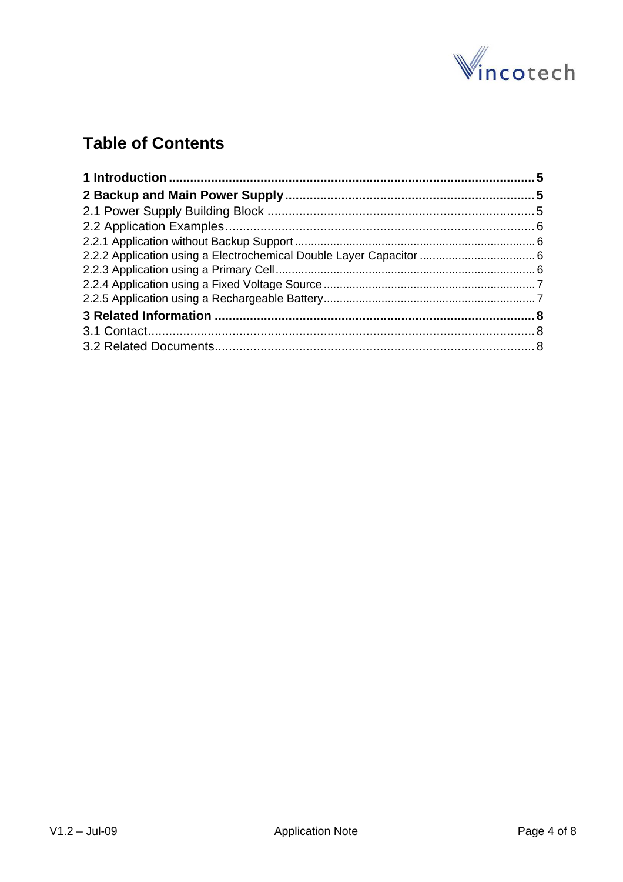# Table of Contents

**1 Introduction** ........................................................................................................ **5**

**2 Backup and Main Power Supply** ........................................................................ **5**

2.1 Power Supply Building Block ............................................................................ 5

2.2 Application Examples ........................................................................................ 6

2.2.1 Application without Backup Support ............................................................ 6

2.2.2 Application using a Electrochemical Double Layer Capacitor ...................... 6

2.2.3 Application using a Primary Cell .................................................................. 6

2.2.4 Application using a Fixed Voltage Source ................................................... 7

2.2.5 Application using a Rechargeable Battery .................................................... 7

**3 Related Information** ............................................................................................ **8**

3.1 Contact ............................................................................................................... 8

3.2 Related Documents ............................................................................................ 8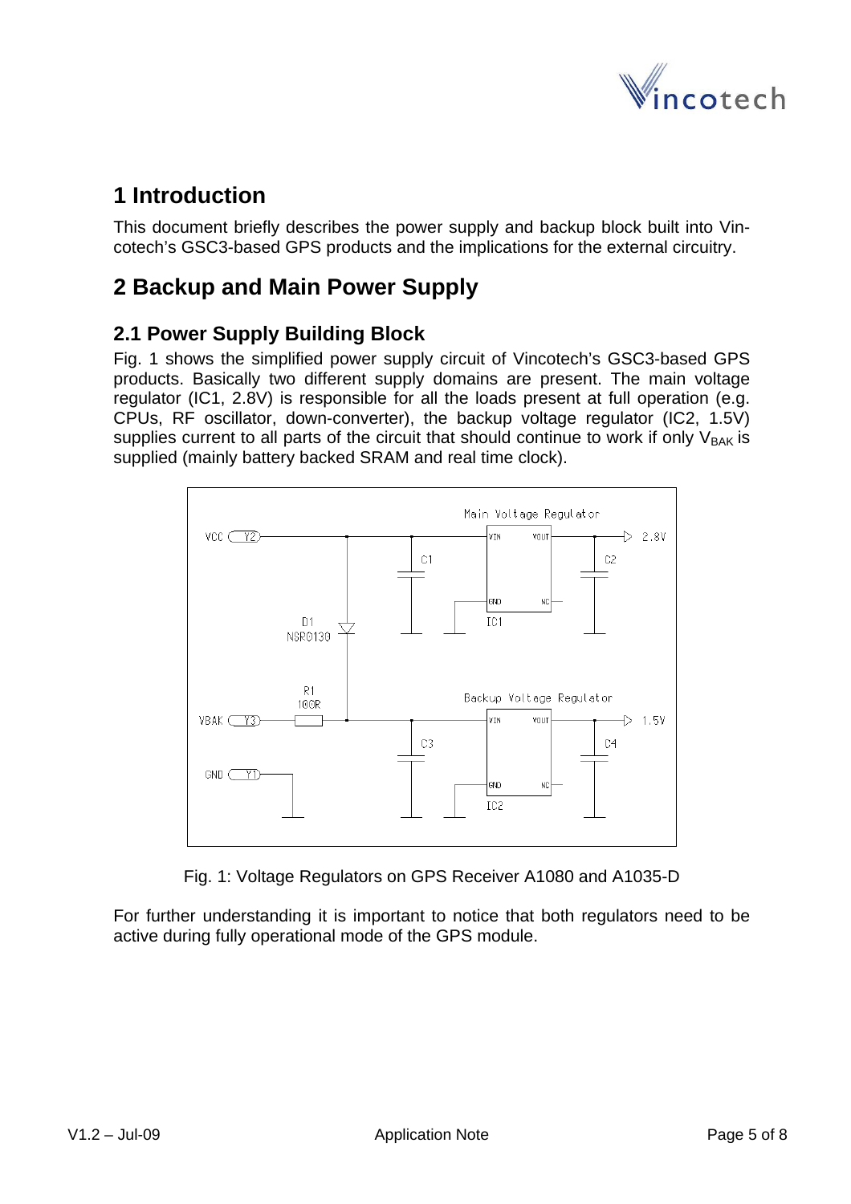# 1 Introduction

This document briefly describes the power supply and backup block built into Vincotech's GSC3-based GPS products and the implications for the external circuitry.

# 2 Backup and Main Power Supply

## 2.1 Power Supply Building Block

Fig. 1 shows the simplified power supply circuit of Vincotech's GSC3-based GPS products. Basically two different supply domains are present. The main voltage regulator (IC1, 2.8V) is responsible for all the loads present at full operation (e.g. CPUs, RF oscillator, down-converter), the backup voltage regulator (IC2, 1.5V) supplies current to all parts of the circuit that should continue to work if only $V_{BAK}$ is supplied (mainly battery backed SRAM and real time clock).

Fig. 1: Voltage Regulators on GPS Receiver A1080 and A1035-D

For further understanding it is important to notice that both regulators need to be active during fully operational mode of the GPS module.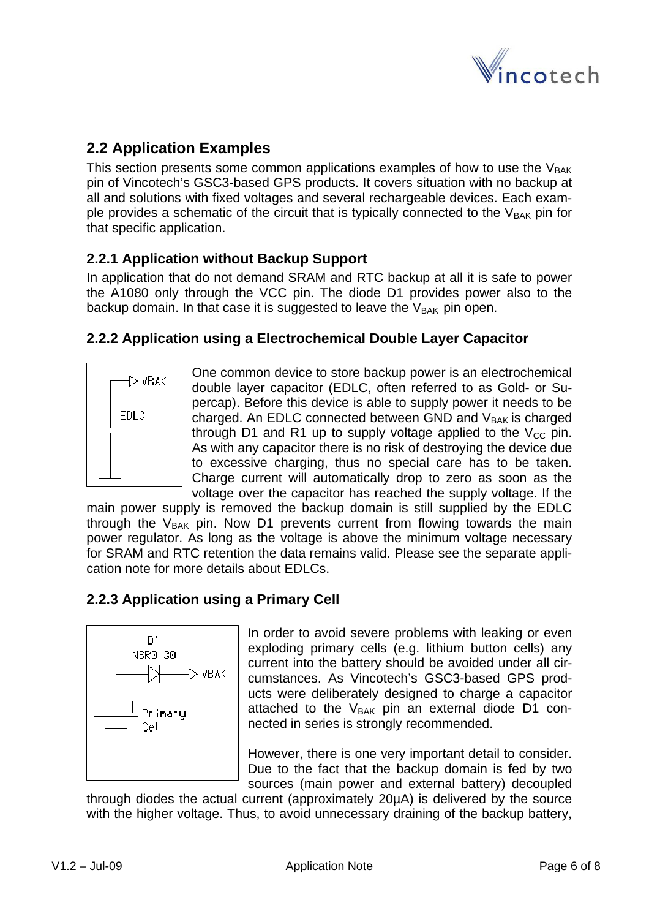## 2.2 Application Examples

This section presents some common applications examples of how to use the $V_{BAK}$ pin of Vincotech's GSC3-based GPS products. It covers situation with no backup at all and solutions with fixed voltages and several rechargeable devices. Each example provides a schematic of the circuit that is typically connected to the $V_{BAK}$ pin for that specific application.

### 2.2.1 Application without Backup Support

In application that do not demand SRAM and RTC backup at all it is safe to power the A1080 only through the VCC pin. The diode D1 provides power also to the backup domain. In that case it is suggested to leave the $V_{BAK}$ pin open.

### 2.2.2 Application using a Electrochemical Double Layer Capacitor

One common device to store backup power is an electrochemical double layer capacitor (EDLC, often referred to as Gold- or Supercap). Before this device is able to supply power it needs to be charged. An EDLC connected between GND and $V_{BAK}$ is charged through D1 and R1 up to supply voltage applied to the $V_{CC}$ pin. As with any capacitor there is no risk of destroying the device due to excessive charging, thus no special care has to be taken. Charge current will automatically drop to zero as soon as the voltage over the capacitor has reached the supply voltage. If the main power supply is removed the backup domain is still supplied by the EDLC through the $V_{BAK}$ pin. Now D1 prevents current from flowing towards the main power regulator. As long as the voltage is above the minimum voltage necessary for SRAM and RTC retention the data remains valid. Please see the separate application note for more details about EDLCs.

### 2.2.3 Application using a Primary Cell

In order to avoid severe problems with leaking or even exploding primary cells (e.g. lithium button cells) any current into the battery should be avoided under all circumstances. As Vincotech's GSC3-based GPS products were deliberately designed to charge a capacitor attached to the $V_{BAK}$ pin an external diode D1 connected in series is strongly recommended.

However, there is one very important detail to consider. Due to the fact that the backup domain is fed by two sources (main power and external battery) decoupled through diodes the actual current (approximately 20µA) is delivered by the source with the higher voltage. Thus, to avoid unnecessary draining of the backup battery,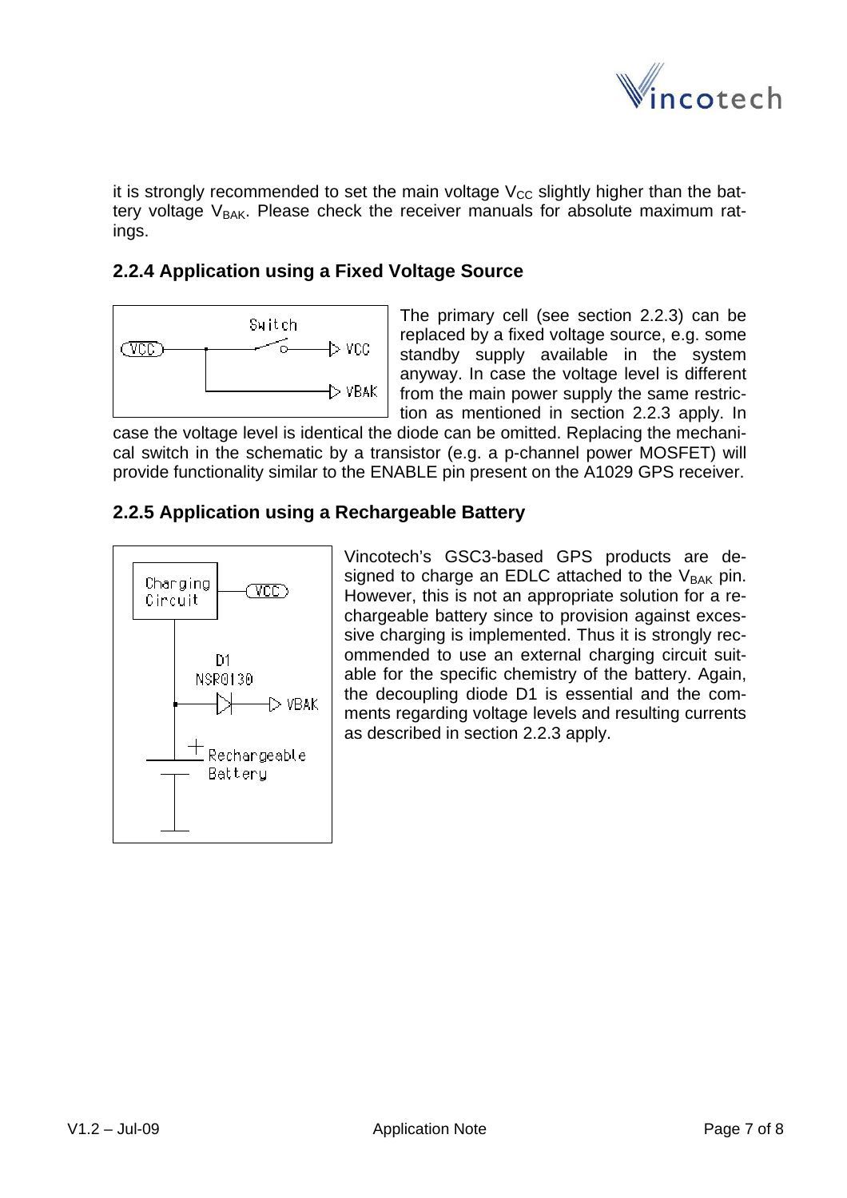it is strongly recommended to set the main voltage $V_{CC}$ slightly higher than the battery voltage $V_{BAK}$. Please check the receiver manuals for absolute maximum ratings.

### 2.2.4 Application using a Fixed Voltage Source

The primary cell (see section 2.2.3) can be replaced by a fixed voltage source, e.g. some standby supply available in the system anyway. In case the voltage level is different from the main power supply the same restriction as mentioned in section 2.2.3 apply. In case the voltage level is identical the diode can be omitted. Replacing the mechanical switch in the schematic by a transistor (e.g. a p-channel power MOSFET) will provide functionality similar to the ENABLE pin present on the A1029 GPS receiver.

### 2.2.5 Application using a Rechargeable Battery

Vincotech's GSC3-based GPS products are designed to charge an EDLC attached to the $V_{BAK}$ pin. However, this is not an appropriate solution for a rechargeable battery since to provision against excessive charging is implemented. Thus it is strongly recommended to use an external charging circuit suitable for the specific chemistry of the battery. Again, the decoupling diode D1 is essential and the comments regarding voltage levels and resulting currents as described in section 2.2.3 apply.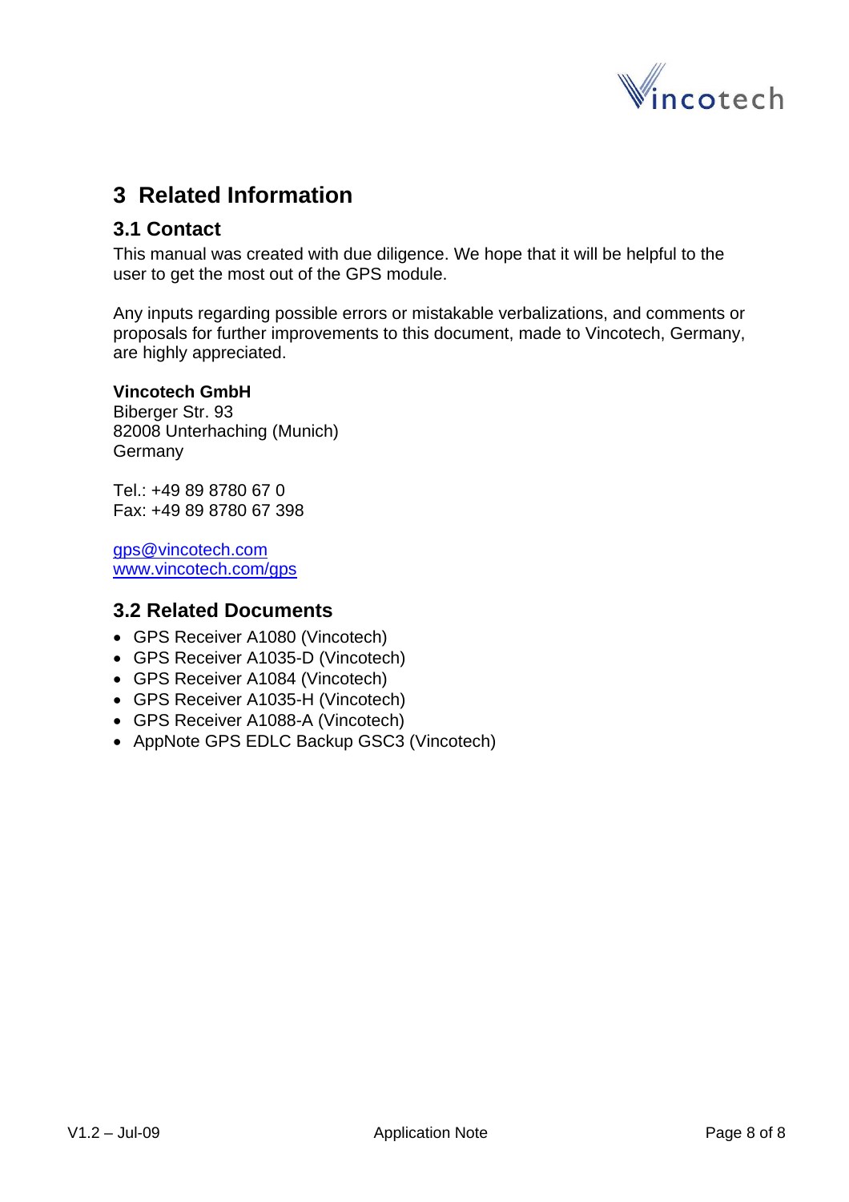# 3 Related Information

## 3.1 Contact

This manual was created with due diligence. We hope that it will be helpful to the user to get the most out of the GPS module.

Any inputs regarding possible errors or mistakable verbalizations, and comments or proposals for further improvements to this document, made to Vincotech, Germany, are highly appreciated.

**Vincotech GmbH**
Biberger Str. 93
82008 Unterhaching (Munich)
Germany

Tel.: +49 89 8780 67 0
Fax: +49 89 8780 67 398

gps@vincotech.com
www.vincotech.com/gps

## 3.2 Related Documents

- GPS Receiver A1080 (Vincotech)
- GPS Receiver A1035-D (Vincotech)
- GPS Receiver A1084 (Vincotech)
- GPS Receiver A1035-H (Vincotech)
- GPS Receiver A1088-A (Vincotech)
- AppNote GPS EDLC Backup GSC3 (Vincotech)